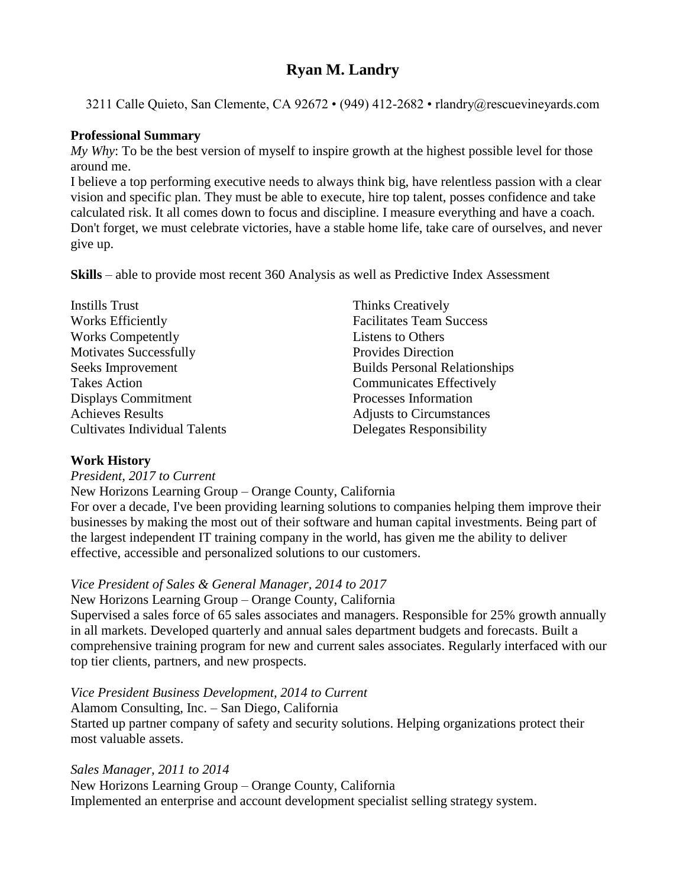# Ryan M. Landry

3211 Calle Quieto, San Clemente, CA 92672 • (949) 412-2682 • rlandry@rescuevineyards.com

## Professional Summary

*My Why*: To be the best version of myself to inspire growth at the highest possible level for those around me.

I believe a top performing executive needs to always think big, have relentless passion with a clear vision and specific plan. They must be able to execute, hire top talent, posses confidence and take calculated risk. It all comes down to focus and discipline. I measure everything and have a coach. Don't forget, we must celebrate victories, have a stable home life, take care of ourselves, and never give up.

**Skills** – able to provide most recent 360 Analysis as well as Predictive Index Assessment

- Instills Trust
- Works Efficiently
- Works Competently
- Motivates Successfully
- Seeks Improvement
- Takes Action
- Displays Commitment
- Achieves Results
- Cultivates Individual Talents
- Thinks Creatively
- Facilitates Team Success
- Listens to Others
- Provides Direction
- Builds Personal Relationships
- Communicates Effectively
- Processes Information
- Adjusts to Circumstances
- Delegates Responsibility

## Work History

*President, 2017 to Current*
New Horizons Learning Group – Orange County, California
For over a decade, I've been providing learning solutions to companies helping them improve their businesses by making the most out of their software and human capital investments. Being part of the largest independent IT training company in the world, has given me the ability to deliver effective, accessible and personalized solutions to our customers.

*Vice President of Sales & General Manager, 2014 to 2017*
New Horizons Learning Group – Orange County, California
Supervised a sales force of 65 sales associates and managers. Responsible for 25% growth annually in all markets. Developed quarterly and annual sales department budgets and forecasts. Built a comprehensive training program for new and current sales associates. Regularly interfaced with our top tier clients, partners, and new prospects.

*Vice President Business Development, 2014 to Current*
Alamom Consulting, Inc. – San Diego, California
Started up partner company of safety and security solutions. Helping organizations protect their most valuable assets.

*Sales Manager, 2011 to 2014*
New Horizons Learning Group – Orange County, California
Implemented an enterprise and account development specialist selling strategy system.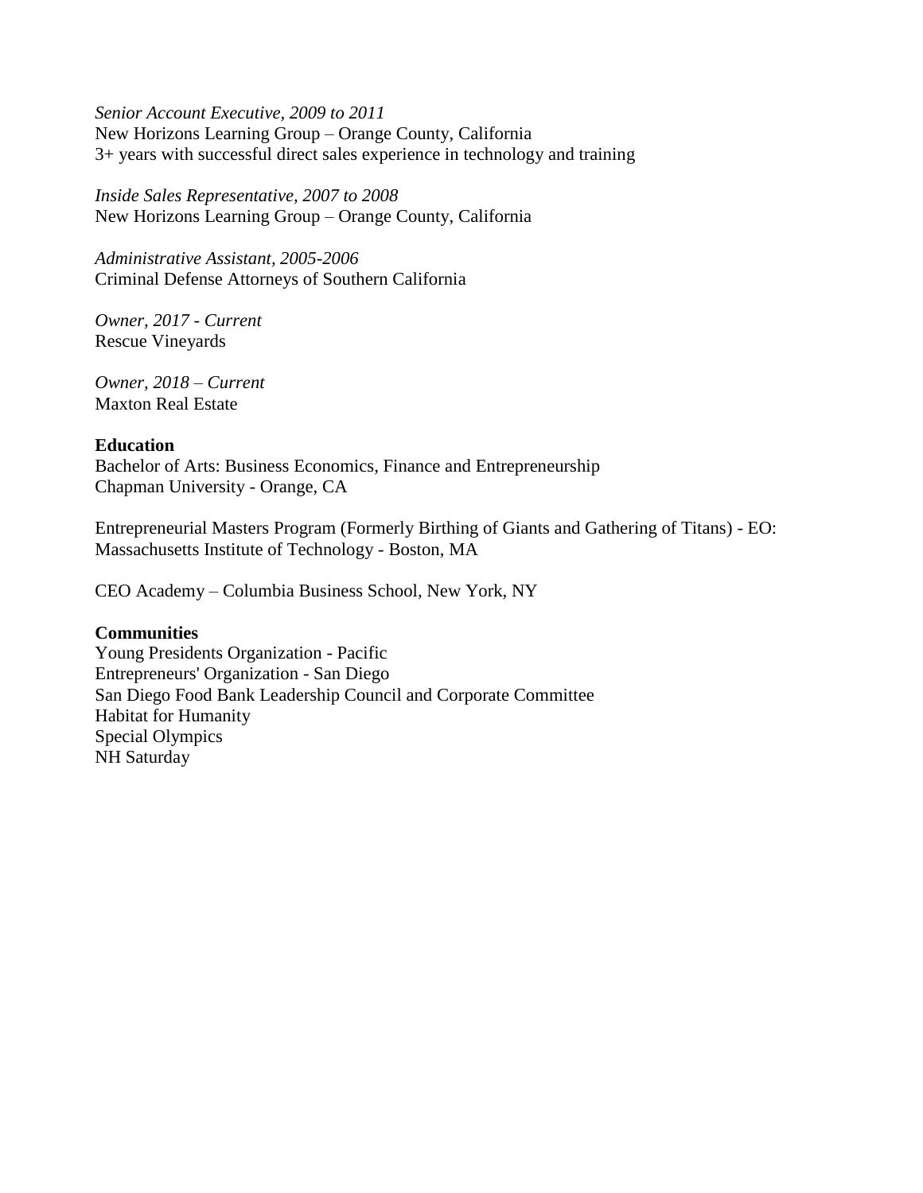*Senior Account Executive, 2009 to 2011*
New Horizons Learning Group – Orange County, California
3+ years with successful direct sales experience in technology and training

*Inside Sales Representative, 2007 to 2008*
New Horizons Learning Group – Orange County, California

*Administrative Assistant, 2005-2006*
Criminal Defense Attorneys of Southern California

*Owner, 2017 - Current*
Rescue Vineyards

*Owner, 2018 – Current*
Maxton Real Estate

**Education**
Bachelor of Arts: Business Economics, Finance and Entrepreneurship
Chapman University - Orange, CA

Entrepreneurial Masters Program (Formerly Birthing of Giants and Gathering of Titans) - EO: Massachusetts Institute of Technology - Boston, MA

CEO Academy – Columbia Business School, New York, NY

**Communities**
Young Presidents Organization - Pacific
Entrepreneurs' Organization - San Diego
San Diego Food Bank Leadership Council and Corporate Committee
Habitat for Humanity
Special Olympics
NH Saturday